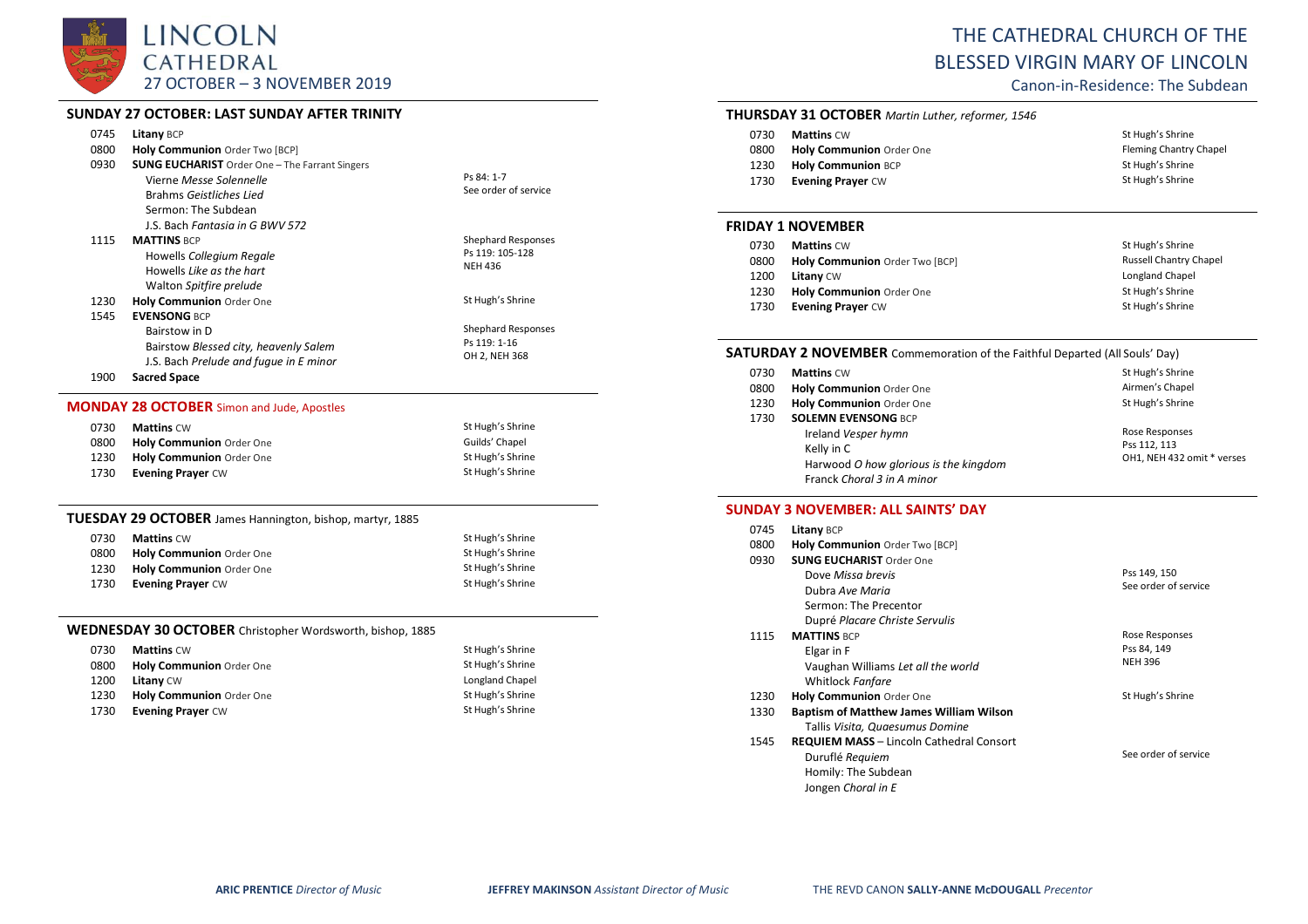# LINCOLN CATHEDRAL

27 OCTOBER – 3 NOVEMBER 2019

# THE CATHEDRAL CHURCH OF THE BLESSED VIRGIN MARY OF LINCOLN

Canon-in-Residence: The Subdean

## SUNDAY 27 OCTOBER: LAST SUNDAY AFTER TRINITY

| | | |
|---|---|---|
| 0745 | **Litany** BCP | |
| 0800 | **Holy Communion** Order Two [BCP] | |
| 0930 | **SUNG EUCHARIST** Order One – The Farrant Singers | |
| | Vierne *Messe Solennelle* | Ps 84: 1-7 |
| | Brahms *Geistliches Lied* | See order of service |
| | Sermon: The Subdean | |
| | J.S. Bach *Fantasia in G BWV 572* | |
| 1115 | **MATTINS** BCP | Shephard Responses |
| | Howells *Collegium Regale* | Ps 119: 105-128 |
| | Howells *Like as the hart* | NEH 436 |
| | Walton *Spitfire prelude* | |
| 1230 | **Holy Communion** Order One | St Hugh's Shrine |
| 1545 | **EVENSONG** BCP | |
| | Bairstow in D | Shephard Responses |
| | Bairstow *Blessed city, heavenly Salem* | Ps 119: 1-16 |
| | J.S. Bach *Prelude and fugue in E minor* | OH 2, NEH 368 |
| 1900 | **Sacred Space** | |

## MONDAY 28 OCTOBER Simon and Jude, Apostles

| | | |
|---|---|---|
| 0730 | **Mattins** CW | St Hugh's Shrine |
| 0800 | **Holy Communion** Order One | Guilds' Chapel |
| 1230 | **Holy Communion** Order One | St Hugh's Shrine |
| 1730 | **Evening Prayer** CW | St Hugh's Shrine |

## TUESDAY 29 OCTOBER James Hannington, bishop, martyr, 1885

| | | |
|---|---|---|
| 0730 | **Mattins** CW | St Hugh's Shrine |
| 0800 | **Holy Communion** Order One | St Hugh's Shrine |
| 1230 | **Holy Communion** Order One | St Hugh's Shrine |
| 1730 | **Evening Prayer** CW | St Hugh's Shrine |

## WEDNESDAY 30 OCTOBER Christopher Wordsworth, bishop, 1885

| | | |
|---|---|---|
| 0730 | **Mattins** CW | St Hugh's Shrine |
| 0800 | **Holy Communion** Order One | St Hugh's Shrine |
| 1200 | **Litany** CW | Longland Chapel |
| 1230 | **Holy Communion** Order One | St Hugh's Shrine |
| 1730 | **Evening Prayer** CW | St Hugh's Shrine |

## THURSDAY 31 OCTOBER *Martin Luther, reformer, 1546*

| | | |
|---|---|---|
| 0730 | **Mattins** CW | St Hugh's Shrine |
| 0800 | **Holy Communion** Order One | Fleming Chantry Chapel |
| 1230 | **Holy Communion** BCP | St Hugh's Shrine |
| 1730 | **Evening Prayer** CW | St Hugh's Shrine |

## FRIDAY 1 NOVEMBER

| | | |
|---|---|---|
| 0730 | **Mattins** CW | St Hugh's Shrine |
| 0800 | **Holy Communion** Order Two [BCP] | Russell Chantry Chapel |
| 1200 | **Litany** CW | Longland Chapel |
| 1230 | **Holy Communion** Order One | St Hugh's Shrine |
| 1730 | **Evening Prayer** CW | St Hugh's Shrine |

## SATURDAY 2 NOVEMBER Commemoration of the Faithful Departed (All Souls' Day)

| | | |
|---|---|---|
| 0730 | **Mattins** CW | St Hugh's Shrine |
| 0800 | **Holy Communion** Order One | Airmen's Chapel |
| 1230 | **Holy Communion** Order One | St Hugh's Shrine |
| 1730 | **SOLEMN EVENSONG** BCP | |
| | Ireland *Vesper hymn* | Rose Responses |
| | Kelly in C | Pss 112, 113 |
| | Harwood *O how glorious is the kingdom* | OH1, NEH 432 omit * verses |
| | Franck *Choral 3 in A minor* | |

## SUNDAY 3 NOVEMBER: ALL SAINTS' DAY

| | | |
|---|---|---|
| 0745 | **Litany** BCP | |
| 0800 | **Holy Communion** Order Two [BCP] | |
| 0930 | **SUNG EUCHARIST** Order One | |
| | Dove *Missa brevis* | Pss 149, 150 |
| | Dubra *Ave Maria* | See order of service |
| | Sermon: The Precentor | |
| | Dupré *Placare Christe Servulis* | |
| 1115 | **MATTINS** BCP | Rose Responses |
| | Elgar in F | Pss 84, 149 |
| | Vaughan Williams *Let all the world* | NEH 396 |
| | Whitlock *Fanfare* | |
| 1230 | **Holy Communion** Order One | St Hugh's Shrine |
| 1330 | **Baptism of Matthew James William Wilson** | |
| | Tallis *Visita, Quaesumus Domine* | |
| 1545 | **REQUIEM MASS** – Lincoln Cathedral Consort | |
| | Duruflé *Requiem* | See order of service |
| | Homily: The Subdean | |
| | Jongen *Choral in E* | |

**ARIC PRENTICE** *Director of Music* **JEFFREY MAKINSON** *Assistant Director of Music* THE REVD CANON **SALLY-ANNE McDOUGALL** *Precentor*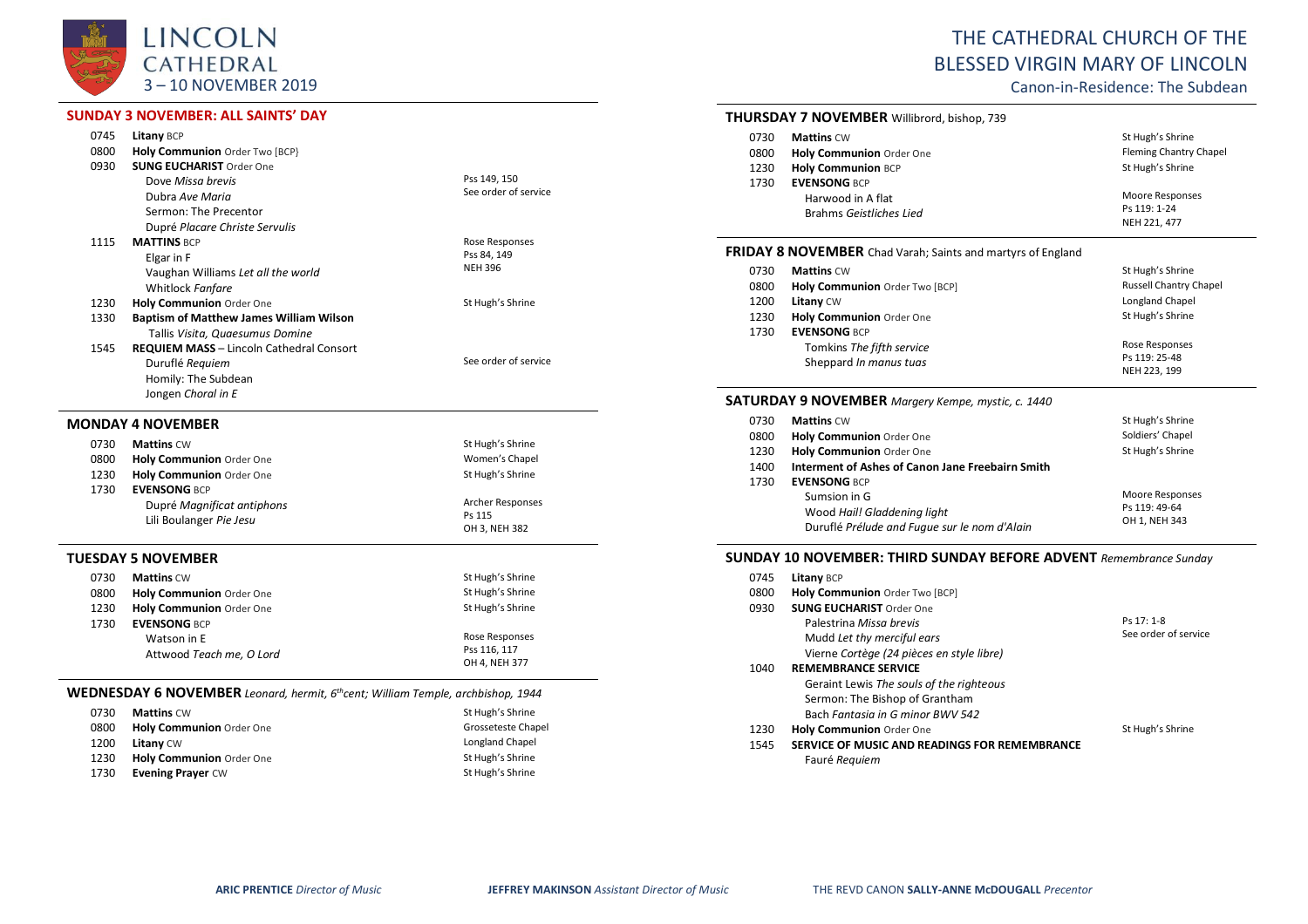# LINCOLN CATHEDRAL

3 – 10 NOVEMBER 2019

# THE CATHEDRAL CHURCH OF THE BLESSED VIRGIN MARY OF LINCOLN

Canon-in-Residence: The Subdean

## SUNDAY 3 NOVEMBER: ALL SAINTS' DAY

| | | |
|---|---|---|
| 0745 | **Litany** BCP | |
| 0800 | **Holy Communion** Order Two [BCP} | |
| 0930 | **SUNG EUCHARIST** Order One | |
| | Dove *Missa brevis* | Pss 149, 150 |
| | Dubra *Ave Maria* | See order of service |
| | Sermon: The Precentor | |
| | Dupré *Placare Christe Servulis* | |
| 1115 | **MATTINS** BCP | Rose Responses |
| | Elgar in F | Pss 84, 149 |
| | Vaughan Williams *Let all the world* | NEH 396 |
| | Whitlock *Fanfare* | |
| 1230 | **Holy Communion** Order One | St Hugh's Shrine |
| 1330 | **Baptism of Matthew James William Wilson** | |
| | Tallis *Visita, Quaesumus Domine* | |
| 1545 | **REQUIEM MASS** – Lincoln Cathedral Consort | |
| | Duruflé *Requiem* | See order of service |
| | Homily: The Subdean | |
| | Jongen *Choral in E* | |

## MONDAY 4 NOVEMBER

| | | |
|---|---|---|
| 0730 | **Mattins** CW | St Hugh's Shrine |
| 0800 | **Holy Communion** Order One | Women's Chapel |
| 1230 | **Holy Communion** Order One | St Hugh's Shrine |
| 1730 | **EVENSONG** BCP | |
| | Dupré *Magnificat antiphons* | Archer Responses |
| | Lili Boulanger *Pie Jesu* | Ps 115 |
| | | OH 3, NEH 382 |

## TUESDAY 5 NOVEMBER

| | | |
|---|---|---|
| 0730 | **Mattins** CW | St Hugh's Shrine |
| 0800 | **Holy Communion** Order One | St Hugh's Shrine |
| 1230 | **Holy Communion** Order One | St Hugh's Shrine |
| 1730 | **EVENSONG** BCP | |
| | Watson in E | Rose Responses |
| | Attwood *Teach me, O Lord* | Pss 116, 117 |
| | | OH 4, NEH 377 |

## WEDNESDAY 6 NOVEMBER *Leonard, hermit, 6th cent; William Temple, archbishop, 1944*

| | | |
|---|---|---|
| 0730 | **Mattins** CW | St Hugh's Shrine |
| 0800 | **Holy Communion** Order One | Grosseteste Chapel |
| 1200 | **Litany** CW | Longland Chapel |
| 1230 | **Holy Communion** Order One | St Hugh's Shrine |
| 1730 | **Evening Prayer** CW | St Hugh's Shrine |

## THURSDAY 7 NOVEMBER Willibrord, bishop, 739

| | | |
|---|---|---|
| 0730 | **Mattins** CW | St Hugh's Shrine |
| 0800 | **Holy Communion** Order One | Fleming Chantry Chapel |
| 1230 | **Holy Communion** BCP | St Hugh's Shrine |
| 1730 | **EVENSONG** BCP | |
| | Harwood in A flat | Moore Responses |
| | Brahms *Geistliches Lied* | Ps 119: 1-24 |
| | | NEH 221, 477 |

## FRIDAY 8 NOVEMBER Chad Varah; Saints and martyrs of England

| | | |
|---|---|---|
| 0730 | **Mattins** CW | St Hugh's Shrine |
| 0800 | **Holy Communion** Order Two [BCP] | Russell Chantry Chapel |
| 1200 | **Litany** CW | Longland Chapel |
| 1230 | **Holy Communion** Order One | St Hugh's Shrine |
| 1730 | **EVENSONG** BCP | |
| | Tomkins *The fifth service* | Rose Responses |
| | Sheppard *In manus tuas* | Ps 119: 25-48 |
| | | NEH 223, 199 |

## SATURDAY 9 NOVEMBER *Margery Kempe, mystic, c. 1440*

| | | |
|---|---|---|
| 0730 | **Mattins** CW | St Hugh's Shrine |
| 0800 | **Holy Communion** Order One | Soldiers' Chapel |
| 1230 | **Holy Communion** Order One | St Hugh's Shrine |
| 1400 | **Interment of Ashes of Canon Jane Freebairn Smith** | |
| 1730 | **EVENSONG** BCP | |
| | Sumsion in G | Moore Responses |
| | Wood *Hail! Gladdening light* | Ps 119: 49-64 |
| | Duruflé *Prélude and Fugue sur le nom d'Alain* | OH 1, NEH 343 |

## SUNDAY 10 NOVEMBER: THIRD SUNDAY BEFORE ADVENT *Remembrance Sunday*

| | | |
|---|---|---|
| 0745 | **Litany** BCP | |
| 0800 | **Holy Communion** Order Two [BCP] | |
| 0930 | **SUNG EUCHARIST** Order One | |
| | Palestrina *Missa brevis* | Ps 17: 1-8 |
| | Mudd *Let thy merciful ears* | See order of service |
| | Vierne *Cortège (24 pièces en style libre)* | |
| 1040 | **REMEMBRANCE SERVICE** | |
| | Geraint Lewis *The souls of the righteous* | |
| | Sermon: The Bishop of Grantham | |
| | Bach *Fantasia in G minor BWV 542* | |
| 1230 | **Holy Communion** Order One | St Hugh's Shrine |
| 1545 | **SERVICE OF MUSIC AND READINGS FOR REMEMBRANCE** | |
| | Fauré *Requiem* | |

**ARIC PRENTICE** *Director of Music* **JEFFREY MAKINSON** *Assistant Director of Music* THE REVD CANON **SALLY-ANNE McDOUGALL** *Precentor*